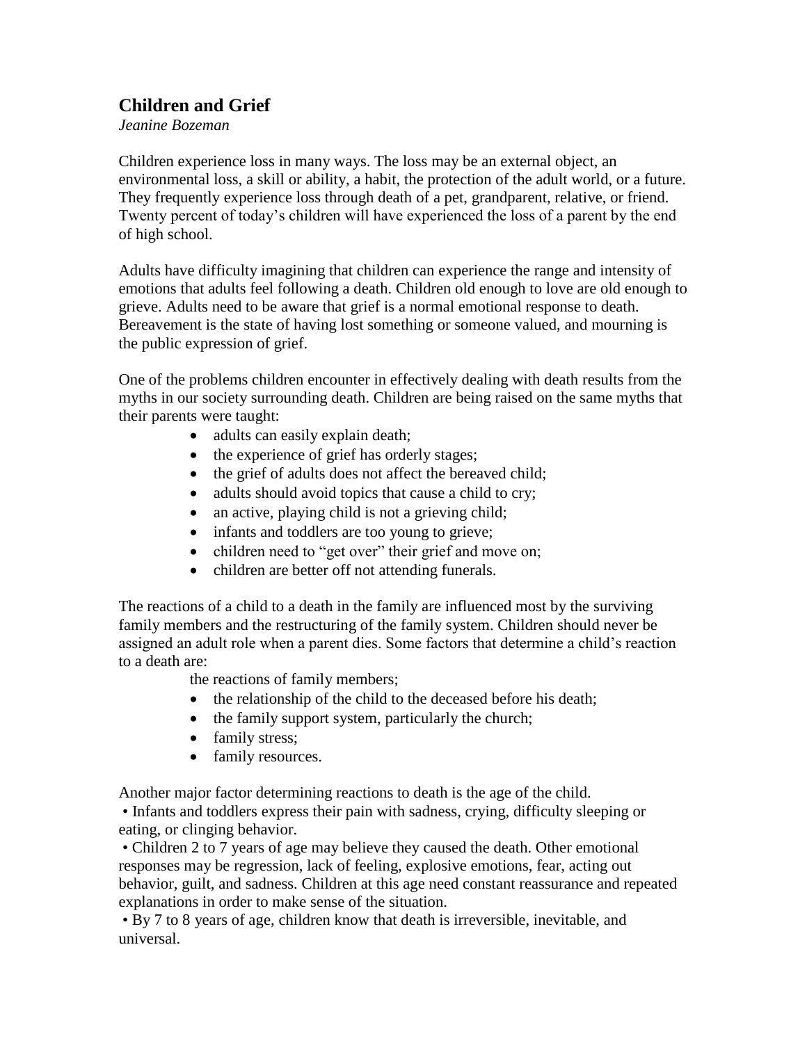## Children and Grief

*Jeanine Bozeman*

Children experience loss in many ways. The loss may be an external object, an environmental loss, a skill or ability, a habit, the protection of the adult world, or a future. They frequently experience loss through death of a pet, grandparent, relative, or friend. Twenty percent of today's children will have experienced the loss of a parent by the end of high school.

Adults have difficulty imagining that children can experience the range and intensity of emotions that adults feel following a death. Children old enough to love are old enough to grieve. Adults need to be aware that grief is a normal emotional response to death. Bereavement is the state of having lost something or someone valued, and mourning is the public expression of grief.

One of the problems children encounter in effectively dealing with death results from the myths in our society surrounding death. Children are being raised on the same myths that their parents were taught:

- adults can easily explain death;
- the experience of grief has orderly stages;
- the grief of adults does not affect the bereaved child;
- adults should avoid topics that cause a child to cry;
- an active, playing child is not a grieving child;
- infants and toddlers are too young to grieve;
- children need to "get over" their grief and move on;
- children are better off not attending funerals.

The reactions of a child to a death in the family are influenced most by the surviving family members and the restructuring of the family system. Children should never be assigned an adult role when a parent dies. Some factors that determine a child's reaction to a death are:

the reactions of family members;

- the relationship of the child to the deceased before his death;
- the family support system, particularly the church;
- family stress;
- family resources.

Another major factor determining reactions to death is the age of the child.

- Infants and toddlers express their pain with sadness, crying, difficulty sleeping or eating, or clinging behavior.
- Children 2 to 7 years of age may believe they caused the death. Other emotional responses may be regression, lack of feeling, explosive emotions, fear, acting out behavior, guilt, and sadness. Children at this age need constant reassurance and repeated explanations in order to make sense of the situation.
- By 7 to 8 years of age, children know that death is irreversible, inevitable, and universal.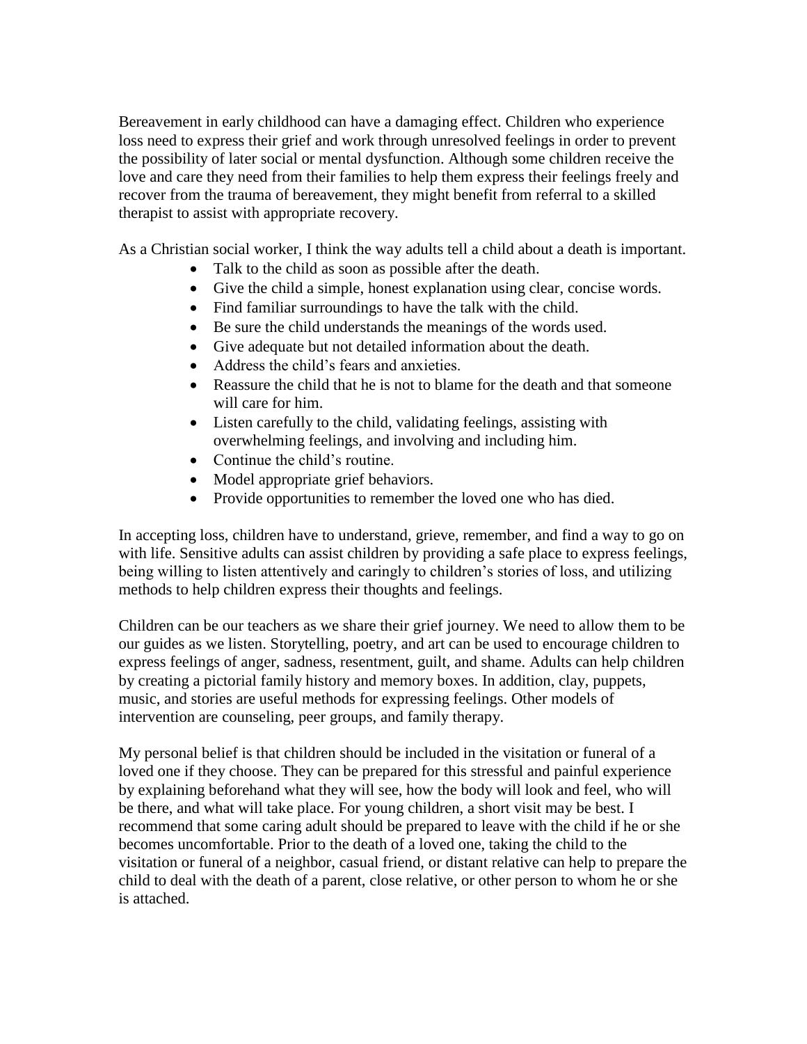Bereavement in early childhood can have a damaging effect. Children who experience loss need to express their grief and work through unresolved feelings in order to prevent the possibility of later social or mental dysfunction. Although some children receive the love and care they need from their families to help them express their feelings freely and recover from the trauma of bereavement, they might benefit from referral to a skilled therapist to assist with appropriate recovery.

As a Christian social worker, I think the way adults tell a child about a death is important.

- Talk to the child as soon as possible after the death.
- Give the child a simple, honest explanation using clear, concise words.
- Find familiar surroundings to have the talk with the child.
- Be sure the child understands the meanings of the words used.
- Give adequate but not detailed information about the death.
- Address the child's fears and anxieties.
- Reassure the child that he is not to blame for the death and that someone will care for him.
- Listen carefully to the child, validating feelings, assisting with overwhelming feelings, and involving and including him.
- Continue the child's routine.
- Model appropriate grief behaviors.
- Provide opportunities to remember the loved one who has died.

In accepting loss, children have to understand, grieve, remember, and find a way to go on with life. Sensitive adults can assist children by providing a safe place to express feelings, being willing to listen attentively and caringly to children's stories of loss, and utilizing methods to help children express their thoughts and feelings.

Children can be our teachers as we share their grief journey. We need to allow them to be our guides as we listen. Storytelling, poetry, and art can be used to encourage children to express feelings of anger, sadness, resentment, guilt, and shame. Adults can help children by creating a pictorial family history and memory boxes. In addition, clay, puppets, music, and stories are useful methods for expressing feelings. Other models of intervention are counseling, peer groups, and family therapy.

My personal belief is that children should be included in the visitation or funeral of a loved one if they choose. They can be prepared for this stressful and painful experience by explaining beforehand what they will see, how the body will look and feel, who will be there, and what will take place. For young children, a short visit may be best. I recommend that some caring adult should be prepared to leave with the child if he or she becomes uncomfortable. Prior to the death of a loved one, taking the child to the visitation or funeral of a neighbor, casual friend, or distant relative can help to prepare the child to deal with the death of a parent, close relative, or other person to whom he or she is attached.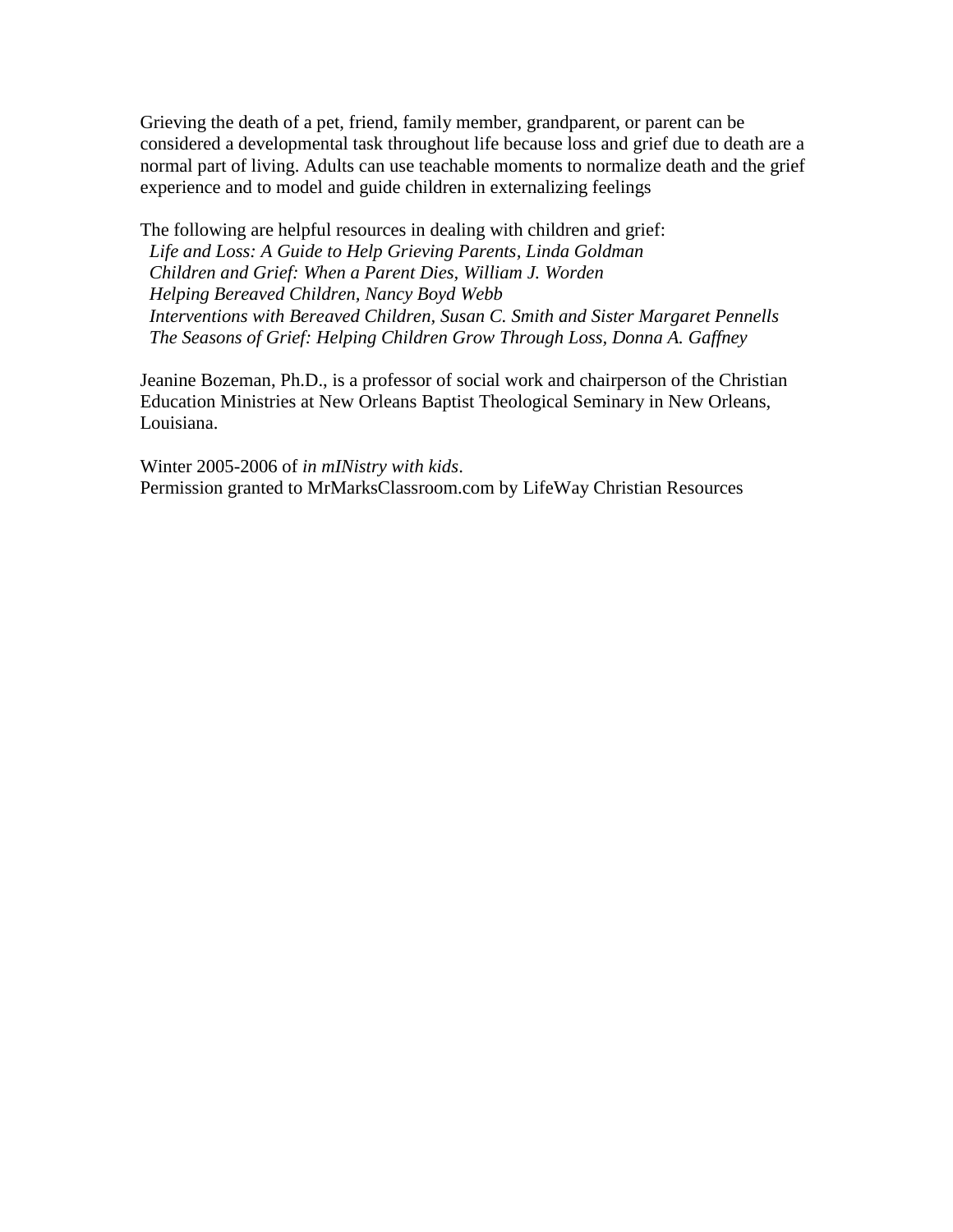Grieving the death of a pet, friend, family member, grandparent, or parent can be considered a developmental task throughout life because loss and grief due to death are a normal part of living. Adults can use teachable moments to normalize death and the grief experience and to model and guide children in externalizing feelings

The following are helpful resources in dealing with children and grief:
*Life and Loss: A Guide to Help Grieving Parents, Linda Goldman*
*Children and Grief: When a Parent Dies, William J. Worden*
*Helping Bereaved Children, Nancy Boyd Webb*
*Interventions with Bereaved Children, Susan C. Smith and Sister Margaret Pennells*
*The Seasons of Grief: Helping Children Grow Through Loss, Donna A. Gaffney*

Jeanine Bozeman, Ph.D., is a professor of social work and chairperson of the Christian Education Ministries at New Orleans Baptist Theological Seminary in New Orleans, Louisiana.

Winter 2005-2006 of *in mINistry with kids*.
Permission granted to MrMarksClassroom.com by LifeWay Christian Resources